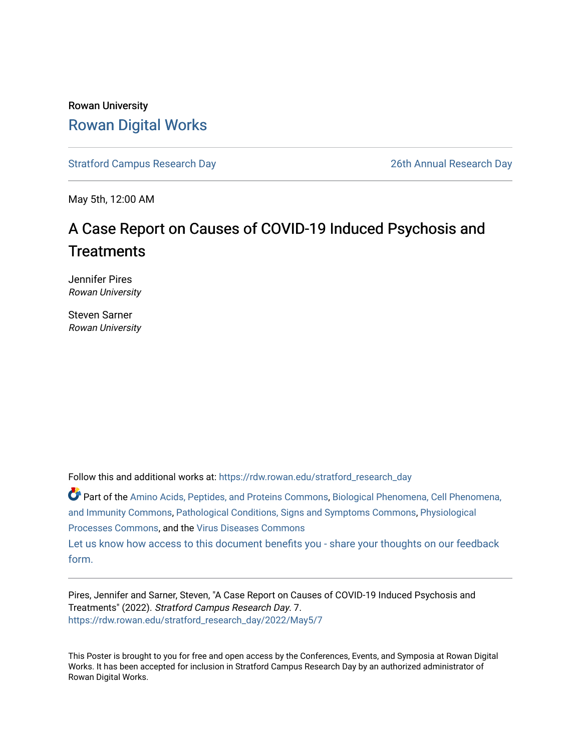Rowan University

# Rowan Digital Works

Stratford Campus Research Day | 26th Annual Research Day

May 5th, 12:00 AM

## A Case Report on Causes of COVID-19 Induced Psychosis and Treatments

Jennifer Pires
*Rowan University*

Steven Sarner
*Rowan University*

Follow this and additional works at: https://rdw.rowan.edu/stratford_research_day

Part of the Amino Acids, Peptides, and Proteins Commons, Biological Phenomena, Cell Phenomena, and Immunity Commons, Pathological Conditions, Signs and Symptoms Commons, Physiological Processes Commons, and the Virus Diseases Commons

Let us know how access to this document benefits you - share your thoughts on our feedback form.

Pires, Jennifer and Sarner, Steven, "A Case Report on Causes of COVID-19 Induced Psychosis and Treatments" (2022). *Stratford Campus Research Day*. 7.
https://rdw.rowan.edu/stratford_research_day/2022/May5/7

This Poster is brought to you for free and open access by the Conferences, Events, and Symposia at Rowan Digital Works. It has been accepted for inclusion in Stratford Campus Research Day by an authorized administrator of Rowan Digital Works.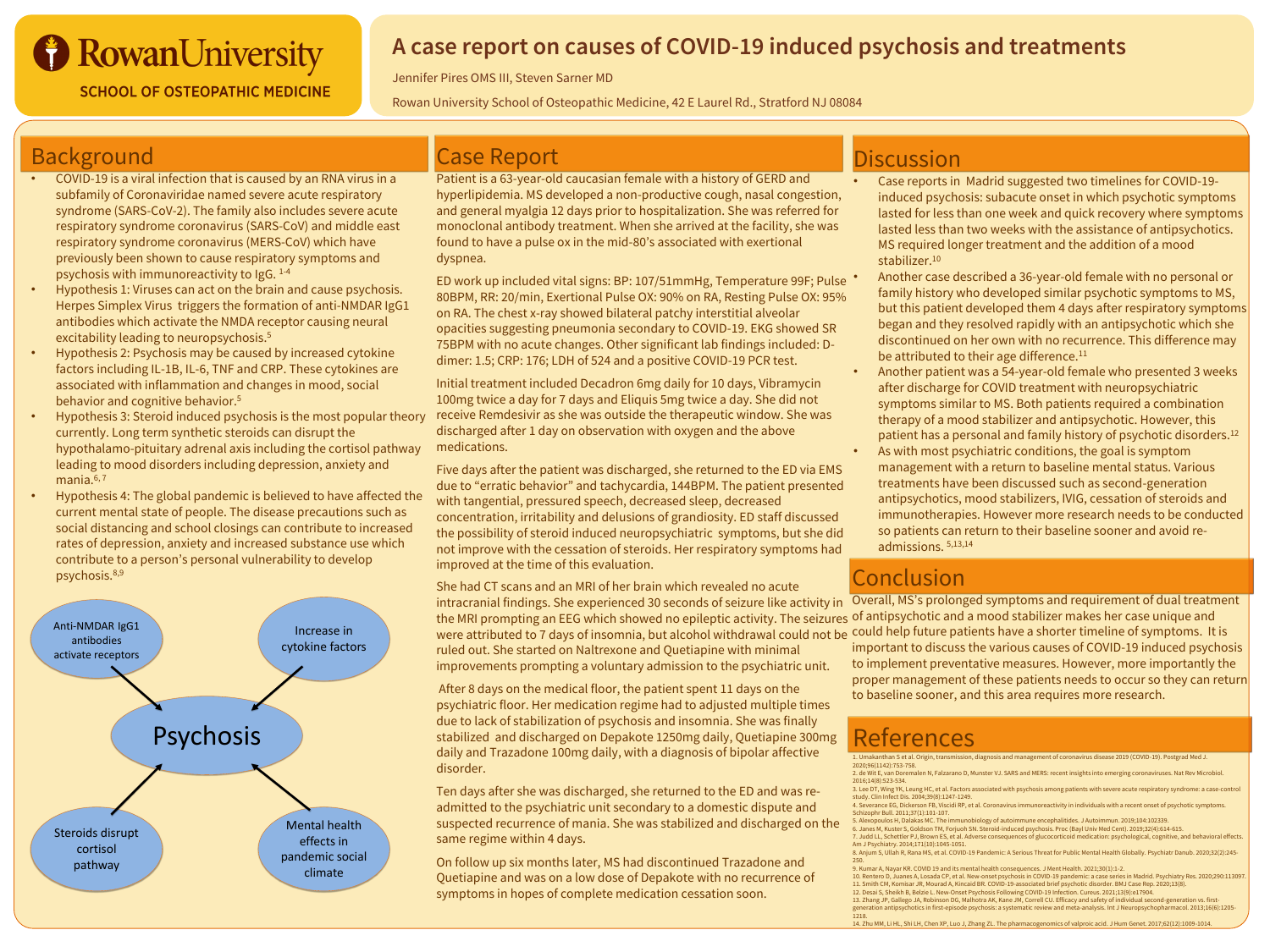# A case report on causes of COVID-19 induced psychosis and treatments

Jennifer Pires OMS III, Steven Sarner MD

Rowan University School of Osteopathic Medicine, 42 E Laurel Rd., Stratford NJ 08084

Rowan University
SCHOOL OF OSTEOPATHIC MEDICINE

## Background

- COVID-19 is a viral infection that is caused by an RNA virus in a subfamily of Coronaviridae named severe acute respiratory syndrome (SARS-CoV-2). The family also includes severe acute respiratory syndrome coronavirus (SARS-CoV) and middle east respiratory syndrome coronavirus (MERS-CoV) which have previously been shown to cause respiratory symptoms and psychosis with immunoreactivity to IgG. [1-4]
- Hypothesis 1: Viruses can act on the brain and cause psychosis. Herpes Simplex Virus triggers the formation of anti-NMDAR IgG1 antibodies which activate the NMDA receptor causing neural excitability leading to neuropsychosis.[5]
- Hypothesis 2: Psychosis may be caused by increased cytokine factors including IL-1B, IL-6, TNF and CRP. These cytokines are associated with inflammation and changes in mood, social behavior and cognitive behavior.[5]
- Hypothesis 3: Steroid induced psychosis is the most popular theory currently. Long term synthetic steroids can disrupt the hypothalamo-pituitary adrenal axis including the cortisol pathway leading to mood disorders including depression, anxiety and mania.[6, 7]
- Hypothesis 4: The global pandemic is believed to have affected the current mental state of people. The disease precautions such as social distancing and school closings can contribute to increased rates of depression, anxiety and increased substance use which contribute to a person's personal vulnerability to develop psychosis.[8,9]

Anti-NMDAR IgG1 antibodies activate receptors

Increase in cytokine factors

Psychosis

Steroids disrupt cortisol pathway

Mental health effects in pandemic social climate

## Case Report

Patient is a 63-year-old caucasian female with a history of GERD and hyperlipidemia. MS developed a non-productive cough, nasal congestion, and general myalgia 12 days prior to hospitalization. She was referred for monoclonal antibody treatment. When she arrived at the facility, she was found to have a pulse ox in the mid-80's associated with exertional dyspnea.

ED work up included vital signs: BP: 107/51mmHg, Temperature 99F; Pulse 80BPM, RR: 20/min, Exertional Pulse OX: 90% on RA, Resting Pulse OX: 95% on RA. The chest x-ray showed bilateral patchy interstitial alveolar opacities suggesting pneumonia secondary to COVID-19. EKG showed SR 75BPM with no acute changes. Other significant lab findings included: D-dimer: 1.5; CRP: 176; LDH of 524 and a positive COVID-19 PCR test.

Initial treatment included Decadron 6mg daily for 10 days, Vibramycin 100mg twice a day for 7 days and Eliquis 5mg twice a day. She did not receive Remdesivir as she was outside the therapeutic window. She was discharged after 1 day on observation with oxygen and the above medications.

Five days after the patient was discharged, she returned to the ED via EMS due to "erratic behavior" and tachycardia, 144BPM. The patient presented with tangential, pressured speech, decreased sleep, decreased concentration, irritability and delusions of grandiosity. ED staff discussed the possibility of steroid induced neuropsychiatric symptoms, but she did not improve with the cessation of steroids. Her respiratory symptoms had improved at the time of this evaluation.

She had CT scans and an MRI of her brain which revealed no acute intracranial findings. She experienced 30 seconds of seizure like activity in the MRI prompting an EEG which showed no epileptic activity. The seizures were attributed to 7 days of insomnia, but alcohol withdrawal could not be ruled out. She started on Naltrexone and Quetiapine with minimal improvements prompting a voluntary admission to the psychiatric unit.

After 8 days on the medical floor, the patient spent 11 days on the psychiatric floor. Her medication regime had to adjusted multiple times due to lack of stabilization of psychosis and insomnia. She was finally stabilized and discharged on Depakote 1250mg daily, Quetiapine 300mg daily and Trazadone 100mg daily, with a diagnosis of bipolar affective disorder.

Ten days after she was discharged, she returned to the ED and was re-admitted to the psychiatric unit secondary to a domestic dispute and suspected recurrence of mania. She was stabilized and discharged on the same regime within 4 days.

On follow up six months later, MS had discontinued Trazadone and Quetiapine and was on a low dose of Depakote with no recurrence of symptoms in hopes of complete medication cessation soon.

## Discussion

- Case reports in Madrid suggested two timelines for COVID-19-induced psychosis: subacute onset in which psychotic symptoms lasted for less than one week and quick recovery where symptoms lasted less than two weeks with the assistance of antipsychotics. MS required longer treatment and the addition of a mood stabilizer.[10]
- Another case described a 36-year-old female with no personal or family history who developed similar psychotic symptoms to MS, but this patient developed them 4 days after respiratory symptoms began and they resolved rapidly with an antipsychotic which she discontinued on her own with no recurrence. This difference may be attributed to their age difference.[11]
- Another patient was a 54-year-old female who presented 3 weeks after discharge for COVID treatment with neuropsychiatric symptoms similar to MS. Both patients required a combination therapy of a mood stabilizer and antipsychotic. However, this patient has a personal and family history of psychotic disorders.[12]
- As with most psychiatric conditions, the goal is symptom management with a return to baseline mental status. Various treatments have been discussed such as second-generation antipsychotics, mood stabilizers, IVIG, cessation of steroids and immunotherapies. However more research needs to be conducted so patients can return to their baseline sooner and avoid re-admissions. [5,13,14]

## Conclusion

Overall, MS's prolonged symptoms and requirement of dual treatment of antipsychotic and a mood stabilizer makes her case unique and could help future patients have a shorter timeline of symptoms. It is important to discuss the various causes of COVID-19 induced psychosis to implement preventative measures. However, more importantly the proper management of these patients needs to occur so they can return to baseline sooner, and this area requires more research.

## References

1. Umakanthan S et al. Origin, transmission, diagnosis and management of coronavirus disease 2019 (COVID-19). Postgrad Med J. 2020;96(1142):753-758.
2. de Wit E, van Doremalen N, Falzarano D, Munster VJ. SARS and MERS: recent insights into emerging coronaviruses. Nat Rev Microbiol. 2016;14(8):523-534.
3. Lee DT, Wing YK, Leung HC, et al. Factors associated with psychosis among patients with severe acute respiratory syndrome: a case-control study. Clin Infect Dis. 2004;39(8):1247-1249.
4. Severance EG, Dickerson FB, Viscidi RP, et al. Coronavirus immunoreactivity in individuals with a recent onset of psychotic symptoms. Schizophr Bull. 2011;37(1):101-107.
5. Alexopoulos H, Dalakas MC. The immunobiology of autoimmune encephalitides. J Autoimmun. 2019;104:102339.
6. Janes M, Kuster S, Goldson TM, Forjuoh SN. Steroid-induced psychosis. Proc (Bayl Univ Med Cent). 2019;32(4):614-615.
7. Judd LL, Schettler PJ, Brown ES, et al. Adverse consequences of glucocorticoid medication: psychological, cognitive, and behavioral effects. Am J Psychiatry. 2014;171(10):1045-1051.
8. Anjum S, Ullah R, Rana MS, et al. COVID-19 Pandemic: A Serious Threat for Public Mental Health Globally. Psychiatr Danub. 2020;32(2):245-250.
9. Kumar A, Nayar KR. COVID 19 and its mental health consequences. J Ment Health. 2021;30(1):1-2.
10. Rentero D, Juanes A, Losada CP, et al. New-onset psychosis in COVID-19 pandemic: a case series in Madrid. Psychiatry Res. 2020;290:113097.
11. Smith CM, Komisar JR, Mourad A, Kincaid BR. COVID-19-associated brief psychotic disorder. BMJ Case Rep. 2020;13(8).
12. Desai S, Sheikh B, Belzie L. New-Onset Psychosis Following COVID-19 Infection. Cureus. 2021;13(9):e17904.
13. Zhang JP, Gallego JA, Robinson DG, Malhotra AK, Kane JM, Correll CU. Efficacy and safety of individual second-generation vs. first-generation antipsychotics in first-episode psychosis: a systematic review and meta-analysis. Int J Neuropsychopharmacol. 2013;16(6):1205-1218.
14. Zhu MM, Li HL, Shi LH, Chen XP, Luo J, Zhang ZL. The pharmacogenomics of valproic acid. J Hum Genet. 2017;62(12):1009-1014.